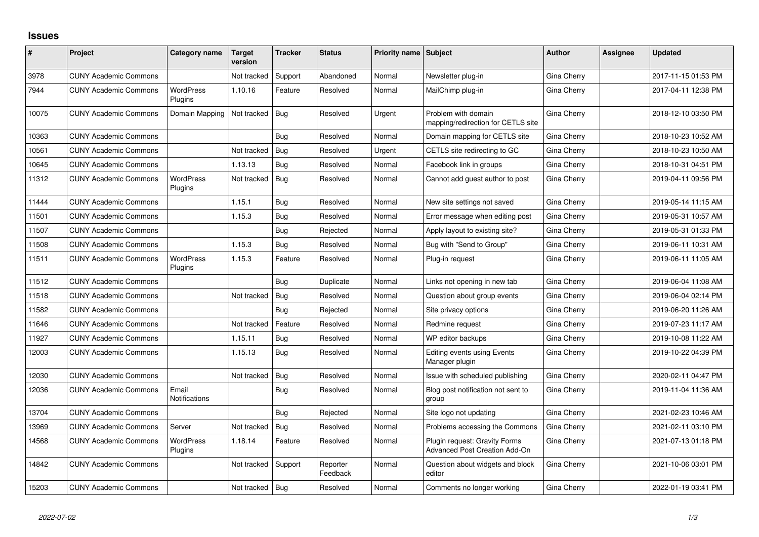# Issues

| # | Project | Category name | Target version | Tracker | Status | Priority name | Subject | Author | Assignee | Updated |
|---|---|---|---|---|---|---|---|---|---|---|
| 3978 | CUNY Academic Commons | | Not tracked | Support | Abandoned | Normal | Newsletter plug-in | Gina Cherry | | 2017-11-15 01:53 PM |
| 7944 | CUNY Academic Commons | WordPress Plugins | 1.10.16 | Feature | Resolved | Normal | MailChimp plug-in | Gina Cherry | | 2017-04-11 12:38 PM |
| 10075 | CUNY Academic Commons | Domain Mapping | Not tracked | Bug | Resolved | Urgent | Problem with domain mapping/redirection for CETLS site | Gina Cherry | | 2018-12-10 03:50 PM |
| 10363 | CUNY Academic Commons | | | Bug | Resolved | Normal | Domain mapping for CETLS site | Gina Cherry | | 2018-10-23 10:52 AM |
| 10561 | CUNY Academic Commons | | Not tracked | Bug | Resolved | Urgent | CETLS site redirecting to GC | Gina Cherry | | 2018-10-23 10:50 AM |
| 10645 | CUNY Academic Commons | | 1.13.13 | Bug | Resolved | Normal | Facebook link in groups | Gina Cherry | | 2018-10-31 04:51 PM |
| 11312 | CUNY Academic Commons | WordPress Plugins | Not tracked | Bug | Resolved | Normal | Cannot add guest author to post | Gina Cherry | | 2019-04-11 09:56 PM |
| 11444 | CUNY Academic Commons | | 1.15.1 | Bug | Resolved | Normal | New site settings not saved | Gina Cherry | | 2019-05-14 11:15 AM |
| 11501 | CUNY Academic Commons | | 1.15.3 | Bug | Resolved | Normal | Error message when editing post | Gina Cherry | | 2019-05-31 10:57 AM |
| 11507 | CUNY Academic Commons | | | Bug | Rejected | Normal | Apply layout to existing site? | Gina Cherry | | 2019-05-31 01:33 PM |
| 11508 | CUNY Academic Commons | | 1.15.3 | Bug | Resolved | Normal | Bug with "Send to Group" | Gina Cherry | | 2019-06-11 10:31 AM |
| 11511 | CUNY Academic Commons | WordPress Plugins | 1.15.3 | Feature | Resolved | Normal | Plug-in request | Gina Cherry | | 2019-06-11 11:05 AM |
| 11512 | CUNY Academic Commons | | | Bug | Duplicate | Normal | Links not opening in new tab | Gina Cherry | | 2019-06-04 11:08 AM |
| 11518 | CUNY Academic Commons | | Not tracked | Bug | Resolved | Normal | Question about group events | Gina Cherry | | 2019-06-04 02:14 PM |
| 11582 | CUNY Academic Commons | | | Bug | Rejected | Normal | Site privacy options | Gina Cherry | | 2019-06-20 11:26 AM |
| 11646 | CUNY Academic Commons | | Not tracked | Feature | Resolved | Normal | Redmine request | Gina Cherry | | 2019-07-23 11:17 AM |
| 11927 | CUNY Academic Commons | | 1.15.11 | Bug | Resolved | Normal | WP editor backups | Gina Cherry | | 2019-10-08 11:22 AM |
| 12003 | CUNY Academic Commons | | 1.15.13 | Bug | Resolved | Normal | Editing events using Events Manager plugin | Gina Cherry | | 2019-10-22 04:39 PM |
| 12030 | CUNY Academic Commons | | Not tracked | Bug | Resolved | Normal | Issue with scheduled publishing | Gina Cherry | | 2020-02-11 04:47 PM |
| 12036 | CUNY Academic Commons | Email Notifications | | Bug | Resolved | Normal | Blog post notification not sent to group | Gina Cherry | | 2019-11-04 11:36 AM |
| 13704 | CUNY Academic Commons | | | Bug | Rejected | Normal | Site logo not updating | Gina Cherry | | 2021-02-23 10:46 AM |
| 13969 | CUNY Academic Commons | Server | Not tracked | Bug | Resolved | Normal | Problems accessing the Commons | Gina Cherry | | 2021-02-11 03:10 PM |
| 14568 | CUNY Academic Commons | WordPress Plugins | 1.18.14 | Feature | Resolved | Normal | Plugin request: Gravity Forms Advanced Post Creation Add-On | Gina Cherry | | 2021-07-13 01:18 PM |
| 14842 | CUNY Academic Commons | | Not tracked | Support | Reporter Feedback | Normal | Question about widgets and block editor | Gina Cherry | | 2021-10-06 03:01 PM |
| 15203 | CUNY Academic Commons | | Not tracked | Bug | Resolved | Normal | Comments no longer working | Gina Cherry | | 2022-01-19 03:41 PM |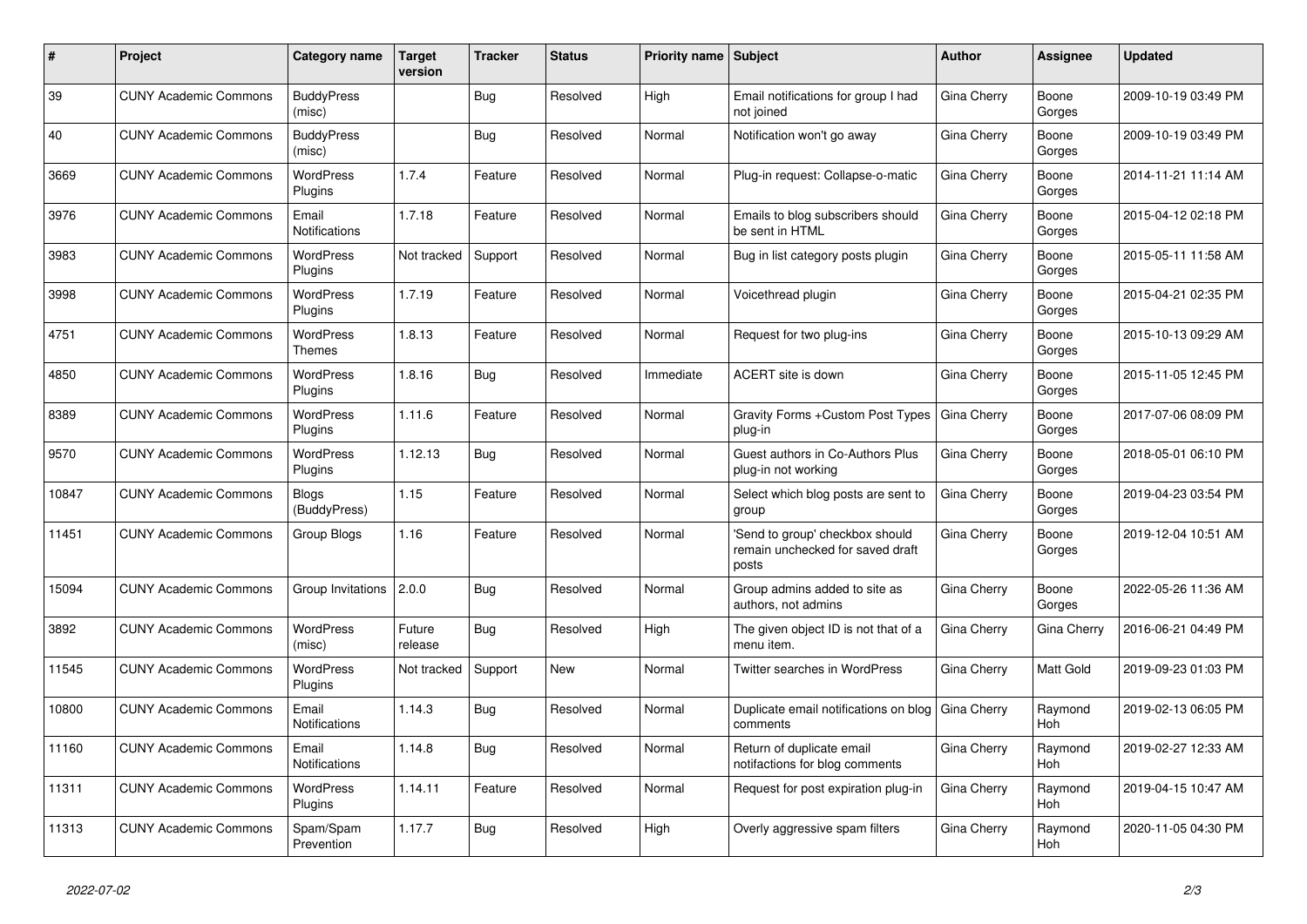| # | Project | Category name | Target version | Tracker | Status | Priority name | Subject | Author | Assignee | Updated |
|---|---|---|---|---|---|---|---|---|---|---|
| 39 | CUNY Academic Commons | BuddyPress (misc) | | Bug | Resolved | High | Email notifications for group I had not joined | Gina Cherry | Boone Gorges | 2009-10-19 03:49 PM |
| 40 | CUNY Academic Commons | BuddyPress (misc) | | Bug | Resolved | Normal | Notification won't go away | Gina Cherry | Boone Gorges | 2009-10-19 03:49 PM |
| 3669 | CUNY Academic Commons | WordPress Plugins | 1.7.4 | Feature | Resolved | Normal | Plug-in request: Collapse-o-matic | Gina Cherry | Boone Gorges | 2014-11-21 11:14 AM |
| 3976 | CUNY Academic Commons | Email Notifications | 1.7.18 | Feature | Resolved | Normal | Emails to blog subscribers should be sent in HTML | Gina Cherry | Boone Gorges | 2015-04-12 02:18 PM |
| 3983 | CUNY Academic Commons | WordPress Plugins | Not tracked | Support | Resolved | Normal | Bug in list category posts plugin | Gina Cherry | Boone Gorges | 2015-05-11 11:58 AM |
| 3998 | CUNY Academic Commons | WordPress Plugins | 1.7.19 | Feature | Resolved | Normal | Voicethread plugin | Gina Cherry | Boone Gorges | 2015-04-21 02:35 PM |
| 4751 | CUNY Academic Commons | WordPress Themes | 1.8.13 | Feature | Resolved | Normal | Request for two plug-ins | Gina Cherry | Boone Gorges | 2015-10-13 09:29 AM |
| 4850 | CUNY Academic Commons | WordPress Plugins | 1.8.16 | Bug | Resolved | Immediate | ACERT site is down | Gina Cherry | Boone Gorges | 2015-11-05 12:45 PM |
| 8389 | CUNY Academic Commons | WordPress Plugins | 1.11.6 | Feature | Resolved | Normal | Gravity Forms +Custom Post Types plug-in | Gina Cherry | Boone Gorges | 2017-07-06 08:09 PM |
| 9570 | CUNY Academic Commons | WordPress Plugins | 1.12.13 | Bug | Resolved | Normal | Guest authors in Co-Authors Plus plug-in not working | Gina Cherry | Boone Gorges | 2018-05-01 06:10 PM |
| 10847 | CUNY Academic Commons | Blogs (BuddyPress) | 1.15 | Feature | Resolved | Normal | Select which blog posts are sent to group | Gina Cherry | Boone Gorges | 2019-04-23 03:54 PM |
| 11451 | CUNY Academic Commons | Group Blogs | 1.16 | Feature | Resolved | Normal | 'Send to group' checkbox should remain unchecked for saved draft posts | Gina Cherry | Boone Gorges | 2019-12-04 10:51 AM |
| 15094 | CUNY Academic Commons | Group Invitations | 2.0.0 | Bug | Resolved | Normal | Group admins added to site as authors, not admins | Gina Cherry | Boone Gorges | 2022-05-26 11:36 AM |
| 3892 | CUNY Academic Commons | WordPress (misc) | Future release | Bug | Resolved | High | The given object ID is not that of a menu item. | Gina Cherry | Gina Cherry | 2016-06-21 04:49 PM |
| 11545 | CUNY Academic Commons | WordPress Plugins | Not tracked | Support | New | Normal | Twitter searches in WordPress | Gina Cherry | Matt Gold | 2019-09-23 01:03 PM |
| 10800 | CUNY Academic Commons | Email Notifications | 1.14.3 | Bug | Resolved | Normal | Duplicate email notifications on blog comments | Gina Cherry | Raymond Hoh | 2019-02-13 06:05 PM |
| 11160 | CUNY Academic Commons | Email Notifications | 1.14.8 | Bug | Resolved | Normal | Return of duplicate email notifactions for blog comments | Gina Cherry | Raymond Hoh | 2019-02-27 12:33 AM |
| 11311 | CUNY Academic Commons | WordPress Plugins | 1.14.11 | Feature | Resolved | Normal | Request for post expiration plug-in | Gina Cherry | Raymond Hoh | 2019-04-15 10:47 AM |
| 11313 | CUNY Academic Commons | Spam/Spam Prevention | 1.17.7 | Bug | Resolved | High | Overly aggressive spam filters | Gina Cherry | Raymond Hoh | 2020-11-05 04:30 PM |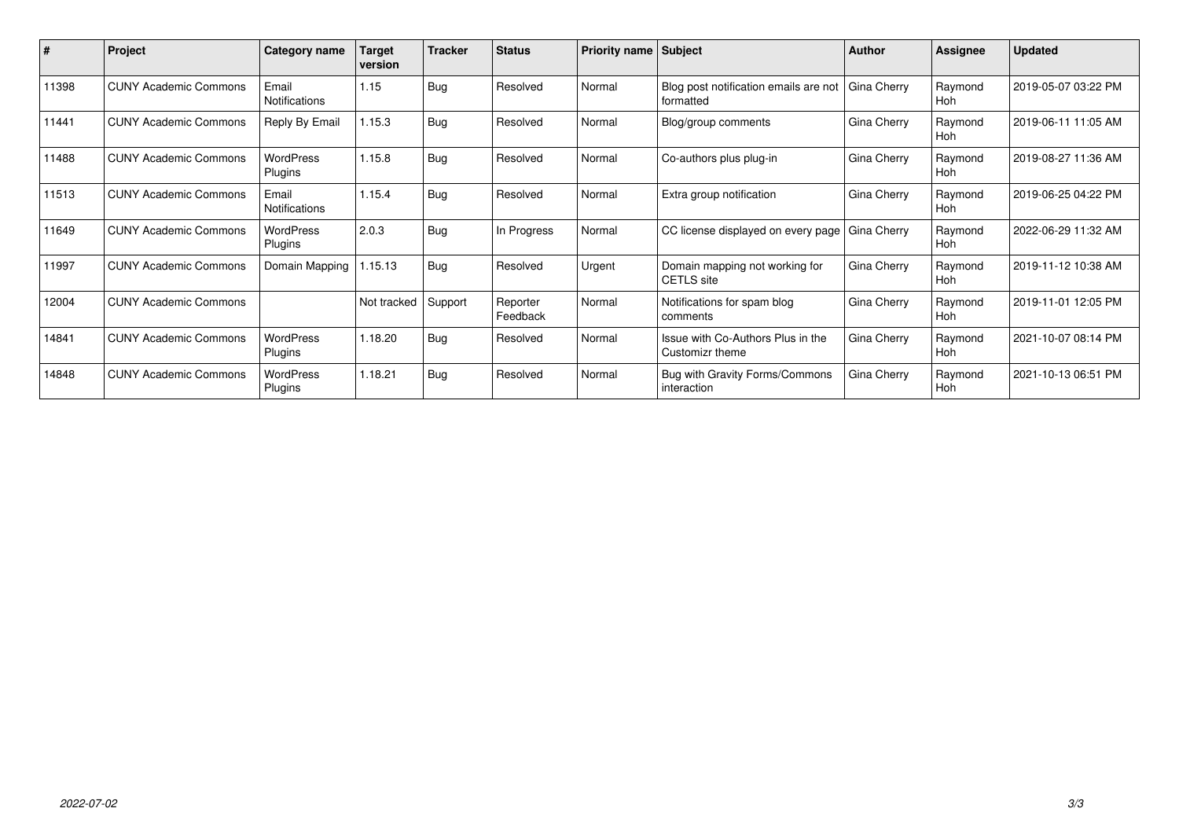| # | Project | Category name | Target version | Tracker | Status | Priority name | Subject | Author | Assignee | Updated |
|---|---|---|---|---|---|---|---|---|---|---|
| 11398 | CUNY Academic Commons | Email Notifications | 1.15 | Bug | Resolved | Normal | Blog post notification emails are not formatted | Gina Cherry | Raymond Hoh | 2019-05-07 03:22 PM |
| 11441 | CUNY Academic Commons | Reply By Email | 1.15.3 | Bug | Resolved | Normal | Blog/group comments | Gina Cherry | Raymond Hoh | 2019-06-11 11:05 AM |
| 11488 | CUNY Academic Commons | WordPress Plugins | 1.15.8 | Bug | Resolved | Normal | Co-authors plus plug-in | Gina Cherry | Raymond Hoh | 2019-08-27 11:36 AM |
| 11513 | CUNY Academic Commons | Email Notifications | 1.15.4 | Bug | Resolved | Normal | Extra group notification | Gina Cherry | Raymond Hoh | 2019-06-25 04:22 PM |
| 11649 | CUNY Academic Commons | WordPress Plugins | 2.0.3 | Bug | In Progress | Normal | CC license displayed on every page | Gina Cherry | Raymond Hoh | 2022-06-29 11:32 AM |
| 11997 | CUNY Academic Commons | Domain Mapping | 1.15.13 | Bug | Resolved | Urgent | Domain mapping not working for CETLS site | Gina Cherry | Raymond Hoh | 2019-11-12 10:38 AM |
| 12004 | CUNY Academic Commons | | Not tracked | Support | Reporter Feedback | Normal | Notifications for spam blog comments | Gina Cherry | Raymond Hoh | 2019-11-01 12:05 PM |
| 14841 | CUNY Academic Commons | WordPress Plugins | 1.18.20 | Bug | Resolved | Normal | Issue with Co-Authors Plus in the Customizr theme | Gina Cherry | Raymond Hoh | 2021-10-07 08:14 PM |
| 14848 | CUNY Academic Commons | WordPress Plugins | 1.18.21 | Bug | Resolved | Normal | Bug with Gravity Forms/Commons interaction | Gina Cherry | Raymond Hoh | 2021-10-13 06:51 PM |